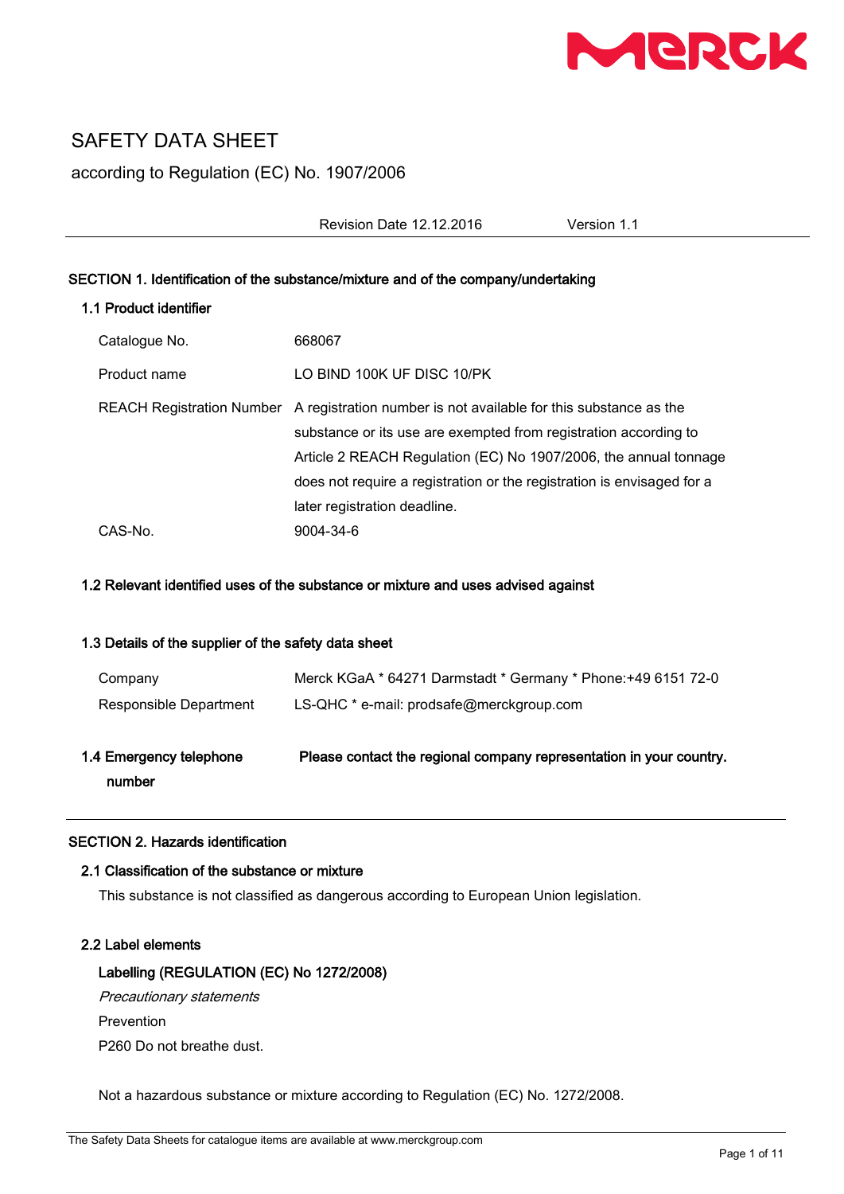# SAFETY DATA SHEET

according to Regulation (EC) No. 1907/2006

Revision Date 12.12.2016 Version 1.1

## SECTION 1. Identification of the substance/mixture and of the company/undertaking

### 1.1 Product identifier

| | |
|---|---|
| Catalogue No. | 668067 |
| Product name | LO BIND 100K UF DISC 10/PK |
| REACH Registration Number | A registration number is not available for this substance as the substance or its use are exempted from registration according to Article 2 REACH Regulation (EC) No 1907/2006, the annual tonnage does not require a registration or the registration is envisaged for a later registration deadline. |
| CAS-No. | 9004-34-6 |

### 1.2 Relevant identified uses of the substance or mixture and uses advised against

### 1.3 Details of the supplier of the safety data sheet

| | |
|---|---|
| Company | Merck KGaA * 64271 Darmstadt * Germany * Phone:+49 6151 72-0 |
| Responsible Department | LS-QHC * e-mail: prodsafe@merckgroup.com |

### 1.4 Emergency telephone number

**Please contact the regional company representation in your country.**

## SECTION 2. Hazards identification

### 2.1 Classification of the substance or mixture

This substance is not classified as dangerous according to European Union legislation.

### 2.2 Label elements

**Labelling (REGULATION (EC) No 1272/2008)**

*Precautionary statements*

Prevention

P260 Do not breathe dust.

Not a hazardous substance or mixture according to Regulation (EC) No. 1272/2008.

The Safety Data Sheets for catalogue items are available at www.merckgroup.com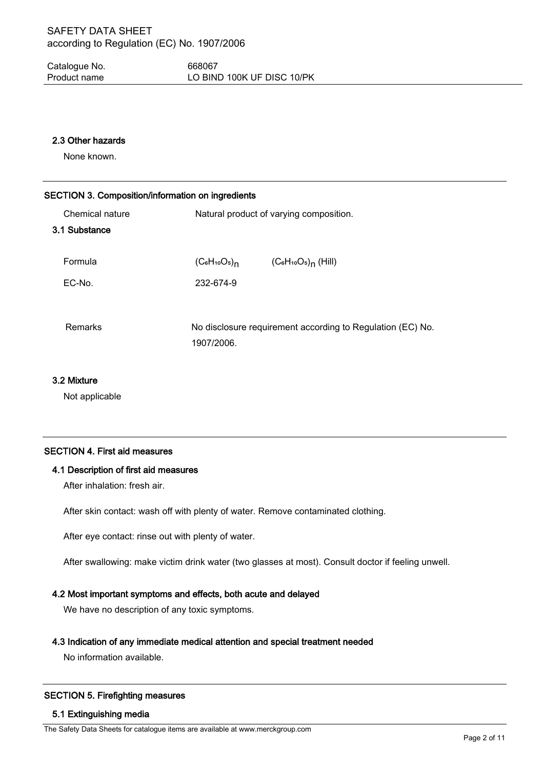### 2.3 Other hazards

None known.

## SECTION 3. Composition/information on ingredients

Chemical nature: Natural product of varying composition.

### 3.1 Substance

| | | |
|---|---|---|
| Formula | $(C_6H_{10}O_5)_n$ | $(C_6H_{10}O_5)_n$ (Hill) |
| EC-No. | 232-674-9 | |

Remarks: No disclosure requirement according to Regulation (EC) No. 1907/2006.

### 3.2 Mixture

Not applicable

## SECTION 4. First aid measures

### 4.1 Description of first aid measures

After inhalation: fresh air.

After skin contact: wash off with plenty of water. Remove contaminated clothing.

After eye contact: rinse out with plenty of water.

After swallowing: make victim drink water (two glasses at most). Consult doctor if feeling unwell.

### 4.2 Most important symptoms and effects, both acute and delayed

We have no description of any toxic symptoms.

### 4.3 Indication of any immediate medical attention and special treatment needed

No information available.

## SECTION 5. Firefighting measures

### 5.1 Extinguishing media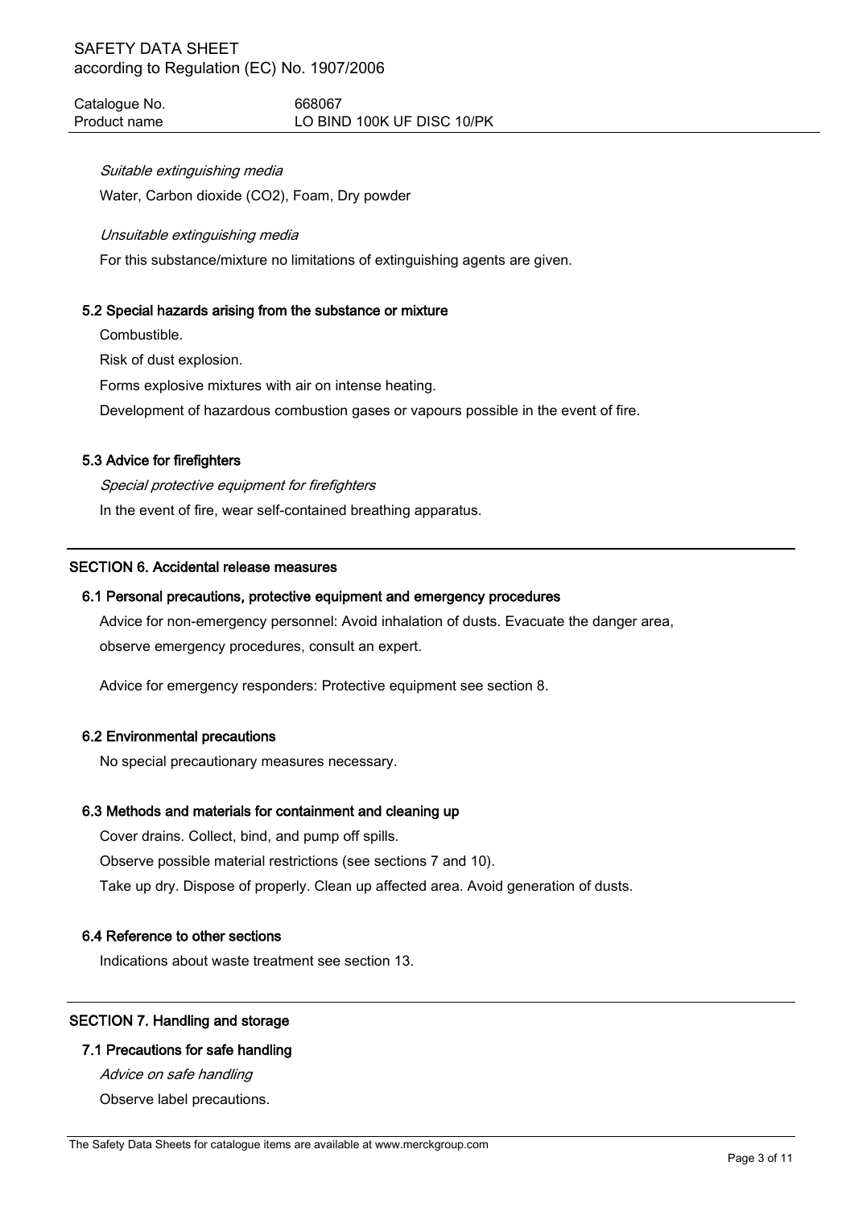*Suitable extinguishing media*

Water, Carbon dioxide ($CO_2$), Foam, Dry powder

*Unsuitable extinguishing media*

For this substance/mixture no limitations of extinguishing agents are given.

### 5.2 Special hazards arising from the substance or mixture

Combustible.

Risk of dust explosion.

Forms explosive mixtures with air on intense heating.

Development of hazardous combustion gases or vapours possible in the event of fire.

### 5.3 Advice for firefighters

*Special protective equipment for firefighters*

In the event of fire, wear self-contained breathing apparatus.

## SECTION 6. Accidental release measures

### 6.1 Personal precautions, protective equipment and emergency procedures

Advice for non-emergency personnel: Avoid inhalation of dusts. Evacuate the danger area, observe emergency procedures, consult an expert.

Advice for emergency responders: Protective equipment see section 8.

### 6.2 Environmental precautions

No special precautionary measures necessary.

### 6.3 Methods and materials for containment and cleaning up

Cover drains. Collect, bind, and pump off spills.

Observe possible material restrictions (see sections 7 and 10).

Take up dry. Dispose of properly. Clean up affected area. Avoid generation of dusts.

### 6.4 Reference to other sections

Indications about waste treatment see section 13.

## SECTION 7. Handling and storage

### 7.1 Precautions for safe handling

*Advice on safe handling*

Observe label precautions.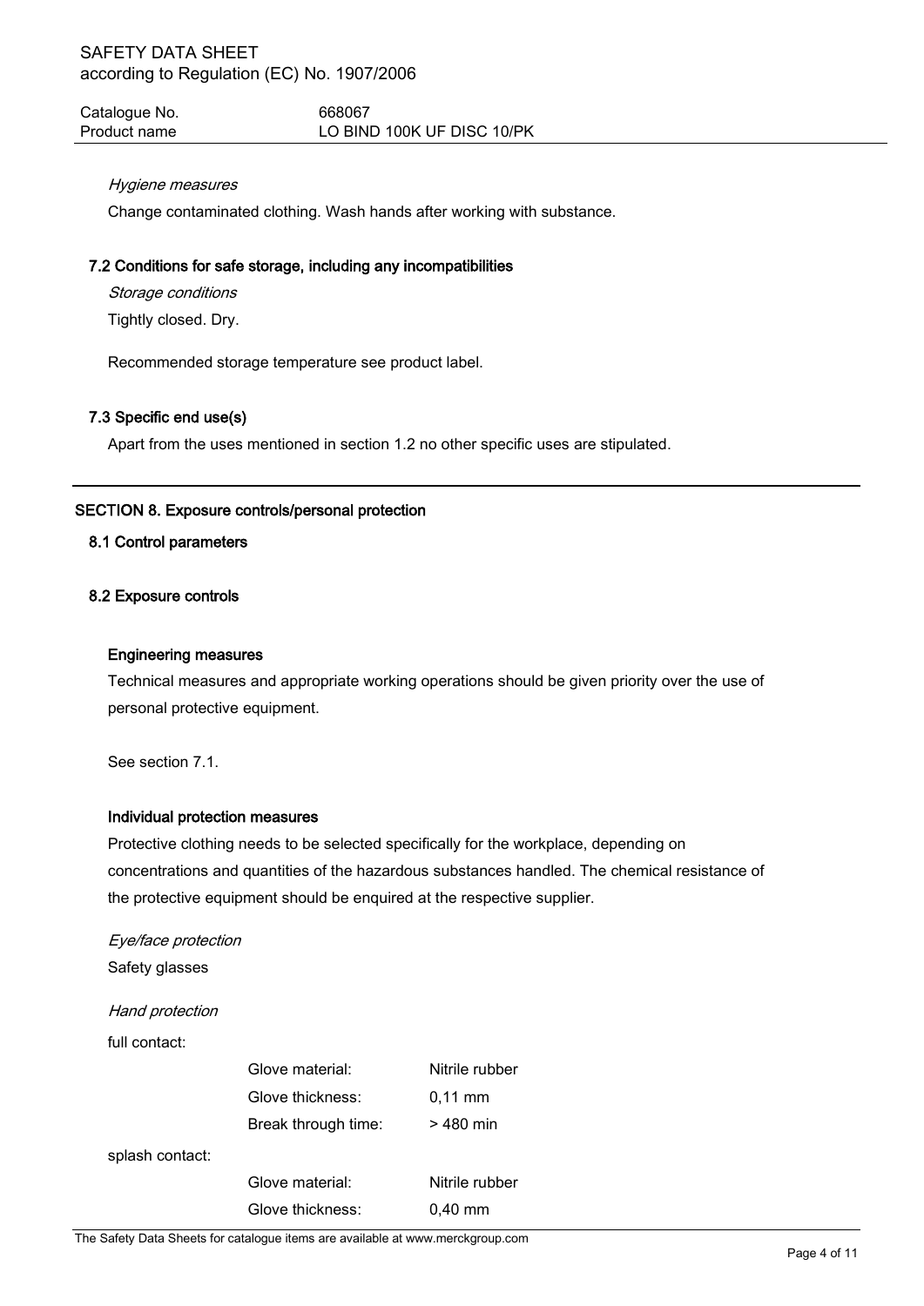*Hygiene measures*

Change contaminated clothing. Wash hands after working with substance.

### 7.2 Conditions for safe storage, including any incompatibilities

*Storage conditions*

Tightly closed. Dry.

Recommended storage temperature see product label.

### 7.3 Specific end use(s)

Apart from the uses mentioned in section 1.2 no other specific uses are stipulated.

## SECTION 8. Exposure controls/personal protection

### 8.1 Control parameters

### 8.2 Exposure controls

**Engineering measures**

Technical measures and appropriate working operations should be given priority over the use of personal protective equipment.

See section 7.1.

**Individual protection measures**

Protective clothing needs to be selected specifically for the workplace, depending on concentrations and quantities of the hazardous substances handled. The chemical resistance of the protective equipment should be enquired at the respective supplier.

*Eye/face protection*

Safety glasses

*Hand protection*

full contact:

| | | |
|---|---|---|
| | Glove material: | Nitrile rubber |
| | Glove thickness: | 0,11 mm |
| | Break through time: | > 480 min |

splash contact:

| | | |
|---|---|---|
| | Glove material: | Nitrile rubber |
| | Glove thickness: | 0,40 mm |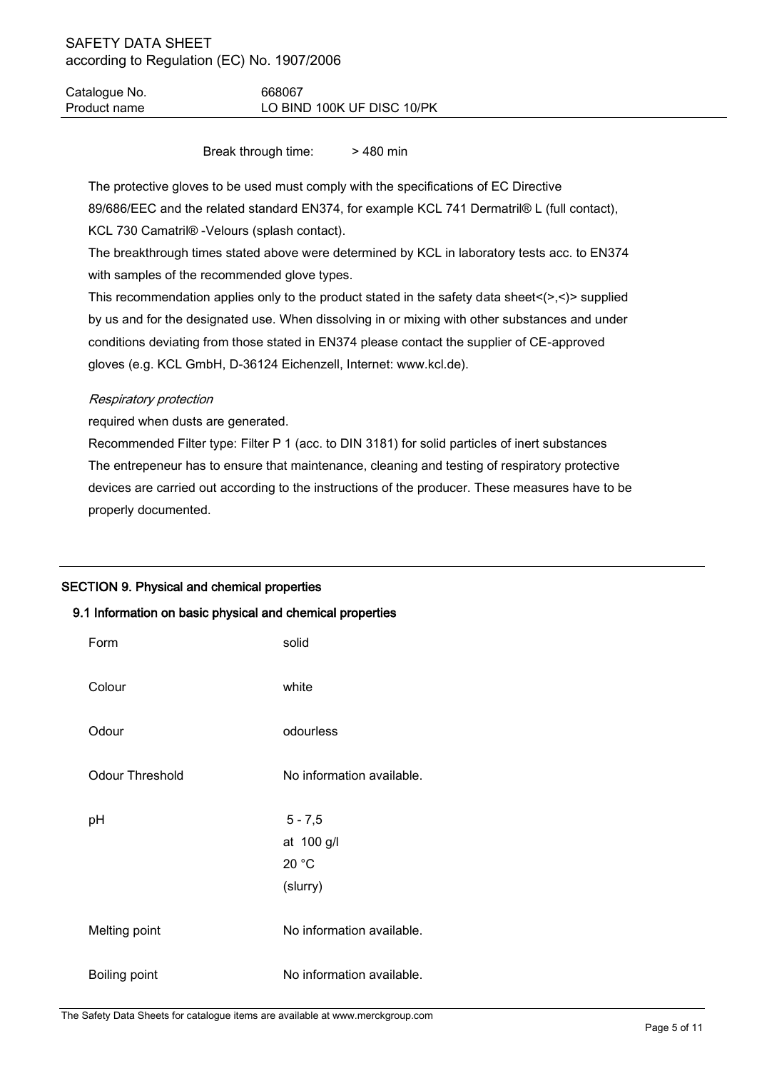Break through time: > 480 min

The protective gloves to be used must comply with the specifications of EC Directive 89/686/EEC and the related standard EN374, for example KCL 741 Dermatril® L (full contact), KCL 730 Camatril® -Velours (splash contact).

The breakthrough times stated above were determined by KCL in laboratory tests acc. to EN374 with samples of the recommended glove types.

This recommendation applies only to the product stated in the safety data sheet<(>,<)> supplied by us and for the designated use. When dissolving in or mixing with other substances and under conditions deviating from those stated in EN374 please contact the supplier of CE-approved gloves (e.g. KCL GmbH, D-36124 Eichenzell, Internet: www.kcl.de).

*Respiratory protection*

required when dusts are generated.

Recommended Filter type: Filter P 1 (acc. to DIN 3181) for solid particles of inert substances

The entrepeneur has to ensure that maintenance, cleaning and testing of respiratory protective devices are carried out according to the instructions of the producer. These measures have to be properly documented.

## SECTION 9. Physical and chemical properties

### 9.1 Information on basic physical and chemical properties

| | |
|---|---|
| Form | solid |
| Colour | white |
| Odour | odourless |
| Odour Threshold | No information available. |
| pH | 5 - 7,5<br>at 100 g/l<br>20 °C<br>(slurry) |
| Melting point | No information available. |
| Boiling point | No information available. |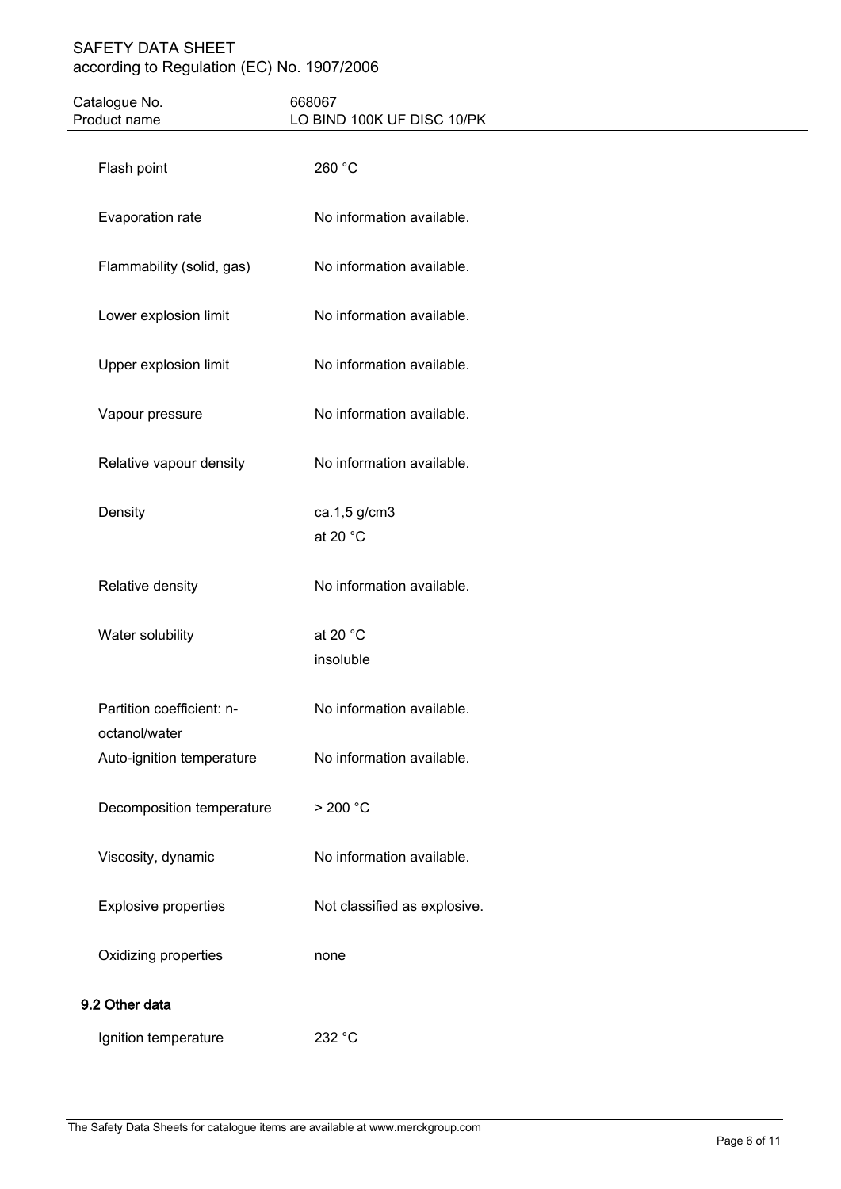| | |
|---|---|
| Flash point | 260 °C |
| Evaporation rate | No information available. |
| Flammability (solid, gas) | No information available. |
| Lower explosion limit | No information available. |
| Upper explosion limit | No information available. |
| Vapour pressure | No information available. |
| Relative vapour density | No information available. |
| Density | ca.1,5 g/cm3<br>at 20 °C |
| Relative density | No information available. |
| Water solubility | at 20 °C<br>insoluble |
| Partition coefficient: n-octanol/water | No information available. |
| Auto-ignition temperature | No information available. |
| Decomposition temperature | > 200 °C |
| Viscosity, dynamic | No information available. |
| Explosive properties | Not classified as explosive. |
| Oxidizing properties | none |

## 9.2 Other data

| | |
|---|---|
| Ignition temperature | 232 °C |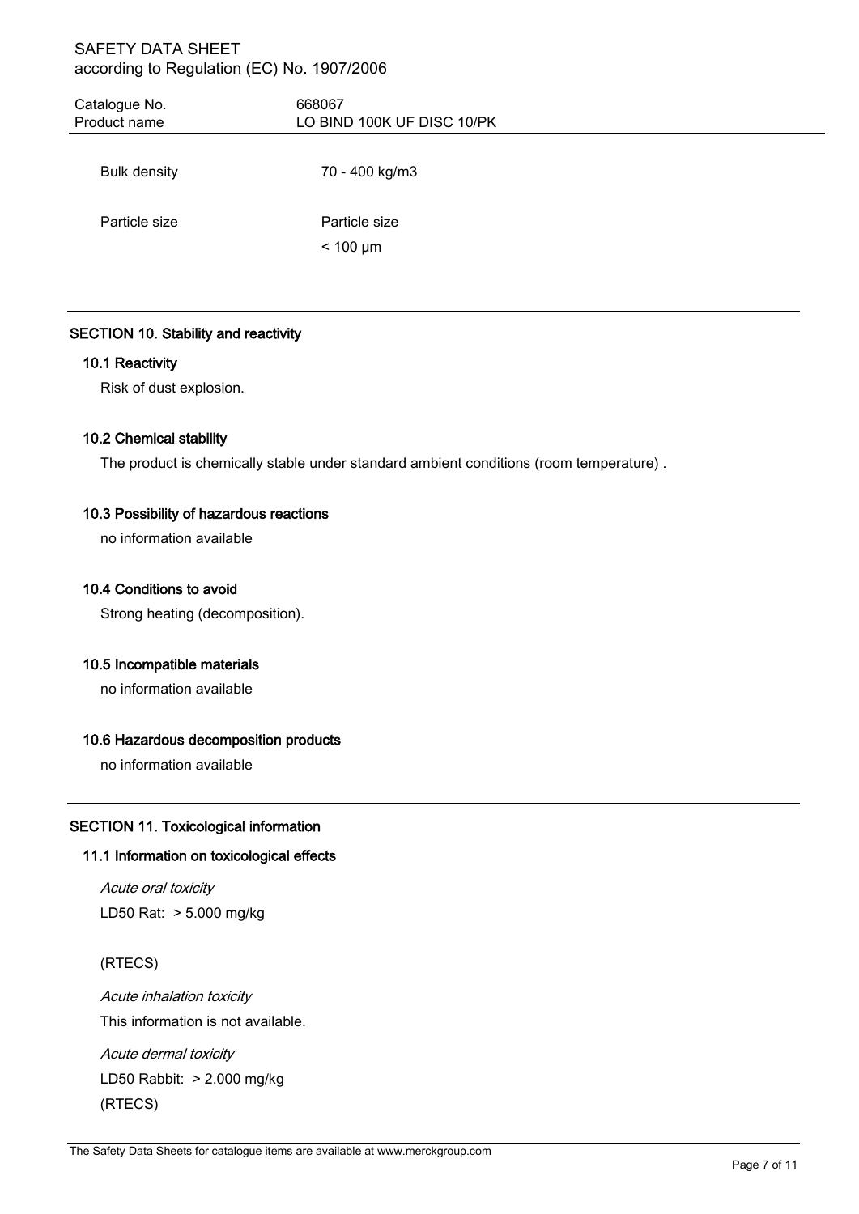| | |
|---|---|
| Bulk density | 70 - 400 kg/m3 |
| Particle size | Particle size<br>< 100 µm |

## SECTION 10. Stability and reactivity

### 10.1 Reactivity

Risk of dust explosion.

### 10.2 Chemical stability

The product is chemically stable under standard ambient conditions (room temperature) .

### 10.3 Possibility of hazardous reactions

no information available

### 10.4 Conditions to avoid

Strong heating (decomposition).

### 10.5 Incompatible materials

no information available

### 10.6 Hazardous decomposition products

no information available

## SECTION 11. Toxicological information

### 11.1 Information on toxicological effects

*Acute oral toxicity*

LD50 Rat: > 5.000 mg/kg

(RTECS)

*Acute inhalation toxicity*

This information is not available.

*Acute dermal toxicity*

LD50 Rabbit: > 2.000 mg/kg

(RTECS)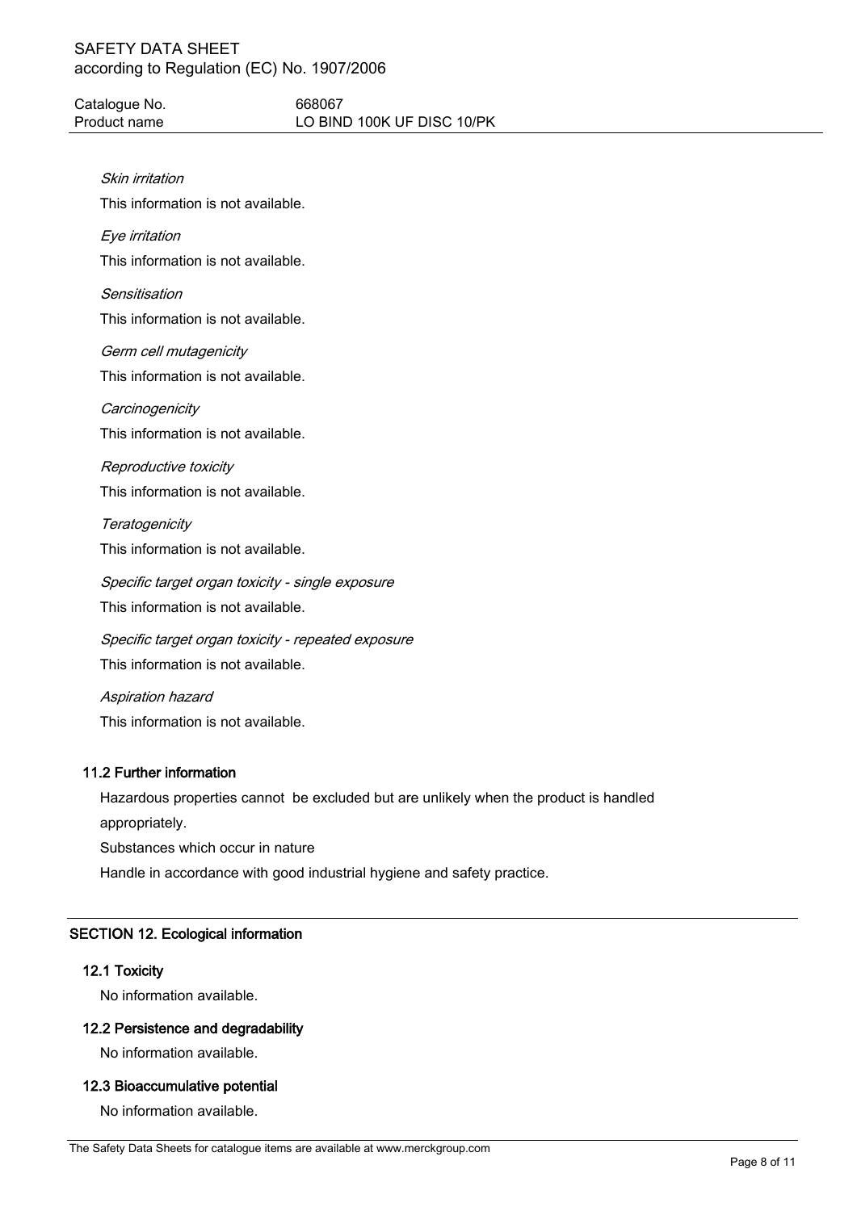*Skin irritation*

This information is not available.

*Eye irritation*

This information is not available.

*Sensitisation*

This information is not available.

*Germ cell mutagenicity*

This information is not available.

*Carcinogenicity*

This information is not available.

*Reproductive toxicity*

This information is not available.

*Teratogenicity*

This information is not available.

*Specific target organ toxicity - single exposure*

This information is not available.

*Specific target organ toxicity - repeated exposure*

This information is not available.

*Aspiration hazard*

This information is not available.

### 11.2 Further information

Hazardous properties cannot be excluded but are unlikely when the product is handled appropriately.

Substances which occur in nature

Handle in accordance with good industrial hygiene and safety practice.

## SECTION 12. Ecological information

### 12.1 Toxicity

No information available.

### 12.2 Persistence and degradability

No information available.

### 12.3 Bioaccumulative potential

No information available.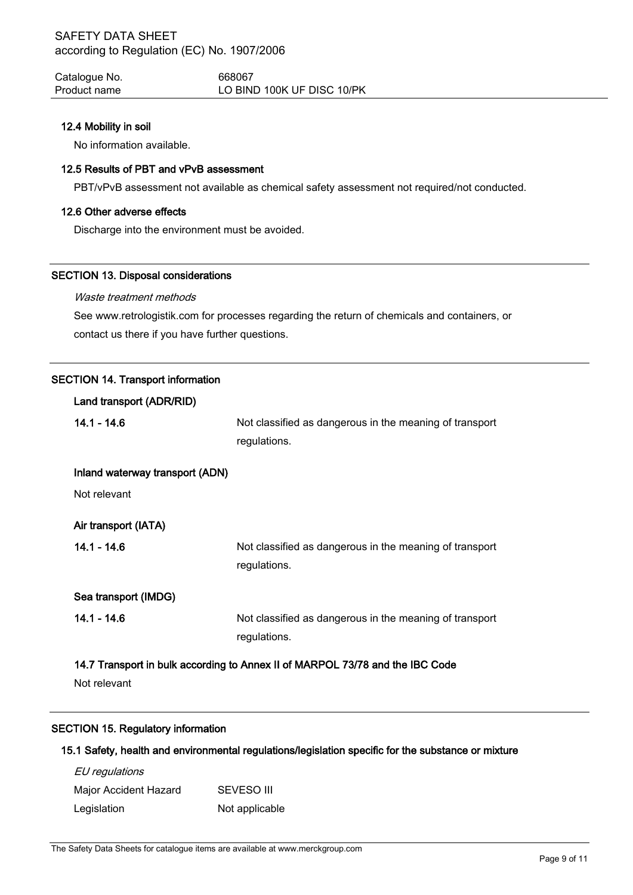### 12.4 Mobility in soil

No information available.

### 12.5 Results of PBT and vPvB assessment

PBT/vPvB assessment not available as chemical safety assessment not required/not conducted.

### 12.6 Other adverse effects

Discharge into the environment must be avoided.

## SECTION 13. Disposal considerations

*Waste treatment methods*

See www.retrologistik.com for processes regarding the return of chemicals and containers, or contact us there if you have further questions.

## SECTION 14. Transport information

### Land transport (ADR/RID)

| | |
|---|---|
| **14.1 - 14.6** | Not classified as dangerous in the meaning of transport regulations. |

### Inland waterway transport (ADN)

Not relevant

### Air transport (IATA)

| | |
|---|---|
| **14.1 - 14.6** | Not classified as dangerous in the meaning of transport regulations. |

### Sea transport (IMDG)

| | |
|---|---|
| **14.1 - 14.6** | Not classified as dangerous in the meaning of transport regulations. |

### 14.7 Transport in bulk according to Annex II of MARPOL 73/78 and the IBC Code

Not relevant

## SECTION 15. Regulatory information

### 15.1 Safety, health and environmental regulations/legislation specific for the substance or mixture

*EU regulations*

| | |
|---|---|
| Major Accident Hazard Legislation | SEVESO III Not applicable |

The Safety Data Sheets for catalogue items are available at www.merckgroup.com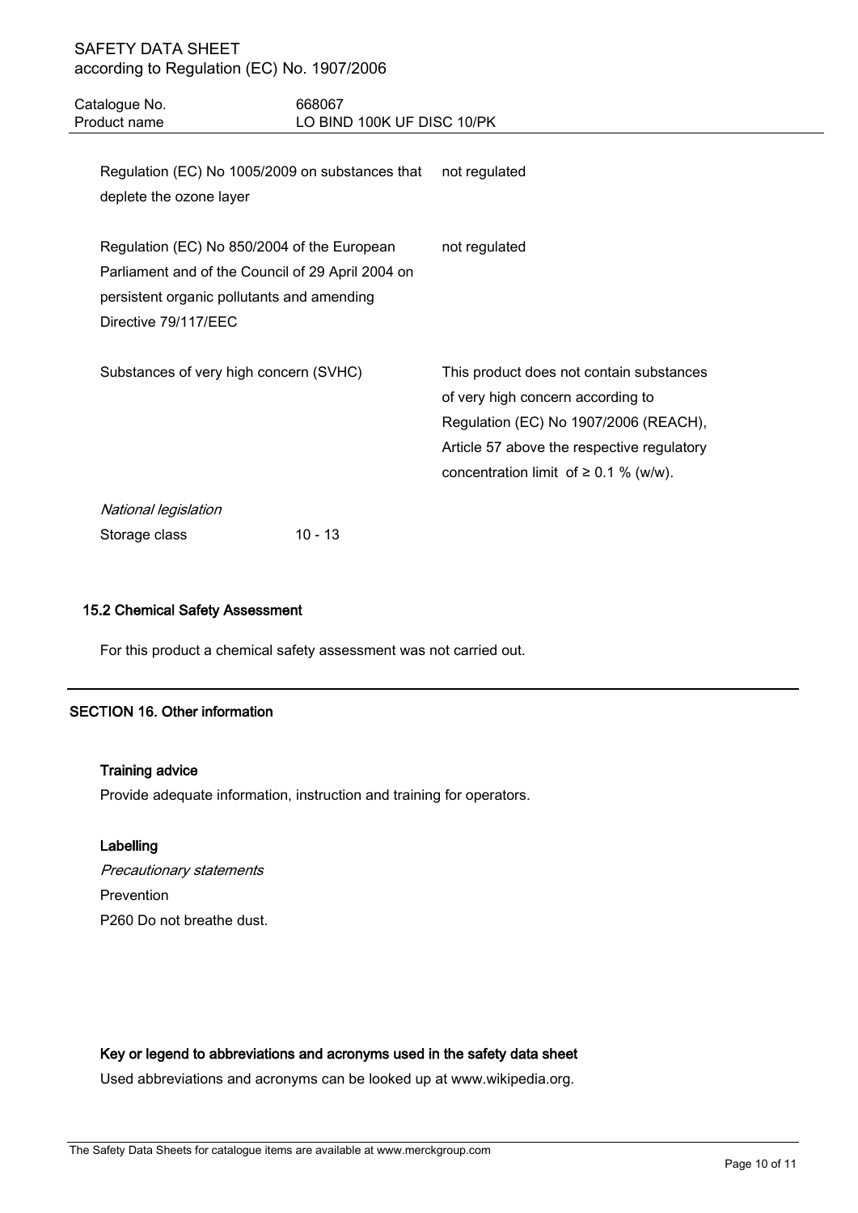| | |
|---|---|
| Regulation (EC) No 1005/2009 on substances that deplete the ozone layer | not regulated |
| Regulation (EC) No 850/2004 of the European Parliament and of the Council of 29 April 2004 on persistent organic pollutants and amending Directive 79/117/EEC | not regulated |
| Substances of very high concern (SVHC) | This product does not contain substances of very high concern according to Regulation (EC) No 1907/2006 (REACH), Article 57 above the respective regulatory concentration limit of ≥ 0.1 % (w/w). |

*National legislation*

Storage class 10 - 13

### 15.2 Chemical Safety Assessment

For this product a chemical safety assessment was not carried out.

## SECTION 16. Other information

### Training advice

Provide adequate information, instruction and training for operators.

### Labelling

*Precautionary statements*

Prevention

P260 Do not breathe dust.

### Key or legend to abbreviations and acronyms used in the safety data sheet

Used abbreviations and acronyms can be looked up at www.wikipedia.org.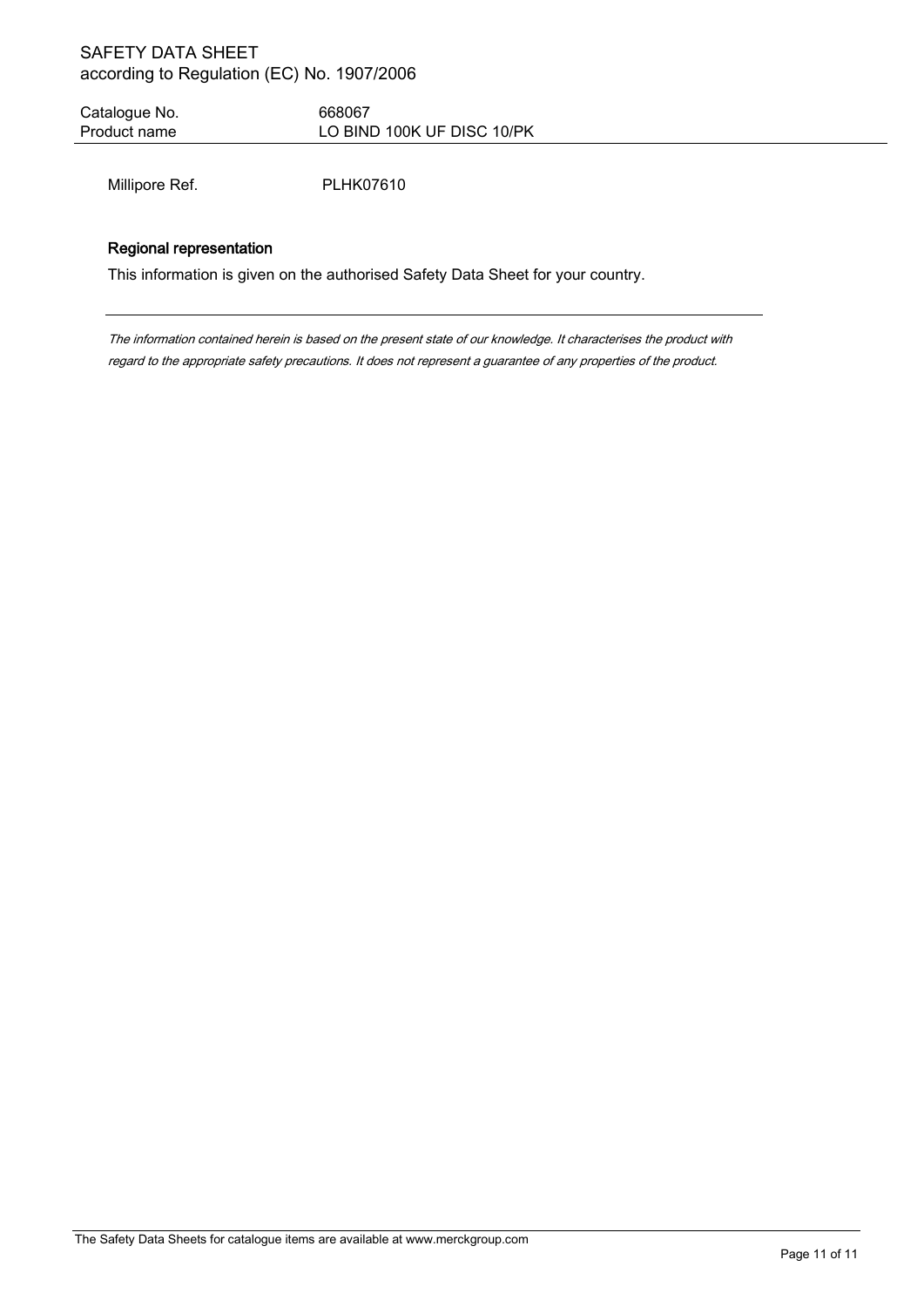Millipore Ref. PLHK07610

### Regional representation

This information is given on the authorised Safety Data Sheet for your country.

---

*The information contained herein is based on the present state of our knowledge. It characterises the product with regard to the appropriate safety precautions. It does not represent a guarantee of any properties of the product.*